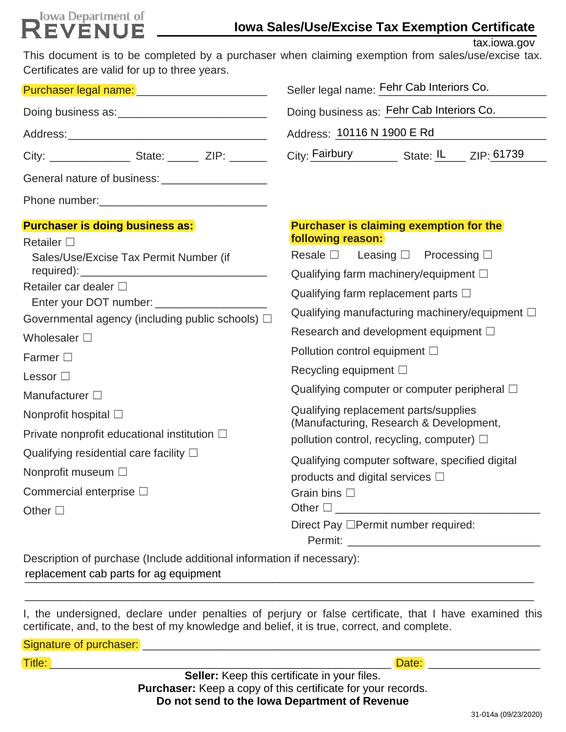Iowa Department of **REVENUE**

# Iowa Sales/Use/Excise Tax Exemption Certificate

tax.iowa.gov

This document is to be completed by a purchaser when claiming exemption from sales/use/excise tax. Certificates are valid for up to three years.

Purchaser legal name: ____________________

Doing business as: ____________________

Address: ____________________

City: __________ State: _____ ZIP: ______

General nature of business: ____________________

Phone number: ____________________

Seller legal name: Fehr Cab Interiors Co.

Doing business as: Fehr Cab Interiors Co.

Address: 10116 N 1900 E Rd

City: Fairbury State: IL ZIP: 61739

**Purchaser is doing business as:**

- Retailer ☐
  - Sales/Use/Excise Tax Permit Number (if required): ____________________
- Retailer car dealer ☐
  - Enter your DOT number: ____________________
- Governmental agency (including public schools) ☐
- Wholesaler ☐
- Farmer ☐
- Lessor ☐
- Manufacturer ☐
- Nonprofit hospital ☐
- Private nonprofit educational institution ☐
- Qualifying residential care facility ☐
- Nonprofit museum ☐
- Commercial enterprise ☐
- Other ☐

**Purchaser is claiming exemption for the following reason:**

- Resale ☐ Leasing ☐ Processing ☐
- Qualifying farm machinery/equipment ☐
- Qualifying farm replacement parts ☐
- Qualifying manufacturing machinery/equipment ☐
- Research and development equipment ☐
- Pollution control equipment ☐
- Recycling equipment ☐
- Qualifying computer or computer peripheral ☐
- Qualifying replacement parts/supplies (Manufacturing, Research & Development, pollution control, recycling, computer) ☐
- Qualifying computer software, specified digital products and digital services ☐
- Grain bins ☐
- Other ☐ ____________________
- Direct Pay ☐Permit number required:
  - Permit: ____________________

Description of purchase (Include additional information if necessary):

replacement cab parts for ag equipment

I, the undersigned, declare under penalties of perjury or false certificate, that I have examined this certificate, and, to the best of my knowledge and belief, it is true, correct, and complete.

Signature of purchaser: ____________________

Title: ____________________ Date: ____________________

**Seller:** Keep this certificate in your files.
**Purchaser:** Keep a copy of this certificate for your records.
**Do not send to the Iowa Department of Revenue**

31-014a (09/23/2020)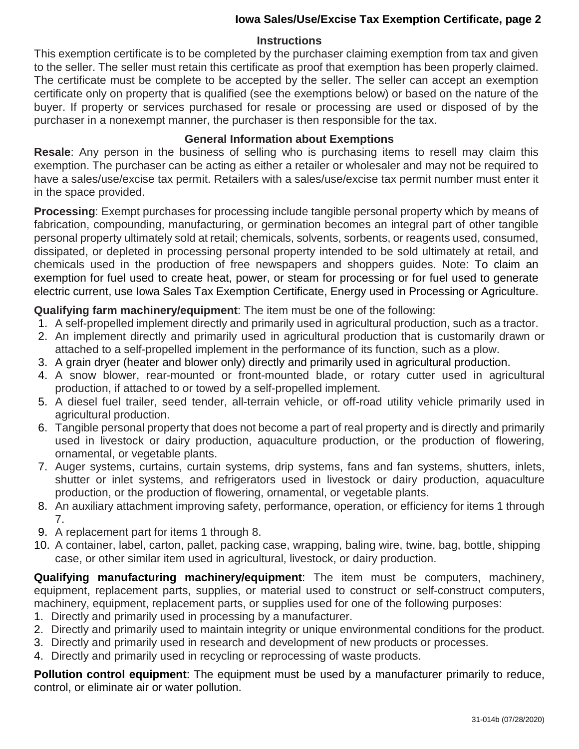## Instructions

This exemption certificate is to be completed by the purchaser claiming exemption from tax and given to the seller. The seller must retain this certificate as proof that exemption has been properly claimed. The certificate must be complete to be accepted by the seller. The seller can accept an exemption certificate only on property that is qualified (see the exemptions below) or based on the nature of the buyer. If property or services purchased for resale or processing are used or disposed of by the purchaser in a nonexempt manner, the purchaser is then responsible for the tax.

## General Information about Exemptions

**Resale**: Any person in the business of selling who is purchasing items to resell may claim this exemption. The purchaser can be acting as either a retailer or wholesaler and may not be required to have a sales/use/excise tax permit. Retailers with a sales/use/excise tax permit number must enter it in the space provided.

**Processing**: Exempt purchases for processing include tangible personal property which by means of fabrication, compounding, manufacturing, or germination becomes an integral part of other tangible personal property ultimately sold at retail; chemicals, solvents, sorbents, or reagents used, consumed, dissipated, or depleted in processing personal property intended to be sold ultimately at retail, and chemicals used in the production of free newspapers and shoppers guides. Note: To claim an exemption for fuel used to create heat, power, or steam for processing or for fuel used to generate electric current, use Iowa Sales Tax Exemption Certificate, Energy used in Processing or Agriculture.

**Qualifying farm machinery/equipment**: The item must be one of the following:

1. A self-propelled implement directly and primarily used in agricultural production, such as a tractor.
2. An implement directly and primarily used in agricultural production that is customarily drawn or attached to a self-propelled implement in the performance of its function, such as a plow.
3. A grain dryer (heater and blower only) directly and primarily used in agricultural production.
4. A snow blower, rear-mounted or front-mounted blade, or rotary cutter used in agricultural production, if attached to or towed by a self-propelled implement.
5. A diesel fuel trailer, seed tender, all-terrain vehicle, or off-road utility vehicle primarily used in agricultural production.
6. Tangible personal property that does not become a part of real property and is directly and primarily used in livestock or dairy production, aquaculture production, or the production of flowering, ornamental, or vegetable plants.
7. Auger systems, curtains, curtain systems, drip systems, fans and fan systems, shutters, inlets, shutter or inlet systems, and refrigerators used in livestock or dairy production, aquaculture production, or the production of flowering, ornamental, or vegetable plants.
8. An auxiliary attachment improving safety, performance, operation, or efficiency for items 1 through 7.
9. A replacement part for items 1 through 8.
10. A container, label, carton, pallet, packing case, wrapping, baling wire, twine, bag, bottle, shipping case, or other similar item used in agricultural, livestock, or dairy production.

**Qualifying manufacturing machinery/equipment**: The item must be computers, machinery, equipment, replacement parts, supplies, or material used to construct or self-construct computers, machinery, equipment, replacement parts, or supplies used for one of the following purposes:

1. Directly and primarily used in processing by a manufacturer.
2. Directly and primarily used to maintain integrity or unique environmental conditions for the product.
3. Directly and primarily used in research and development of new products or processes.
4. Directly and primarily used in recycling or reprocessing of waste products.

**Pollution control equipment**: The equipment must be used by a manufacturer primarily to reduce, control, or eliminate air or water pollution.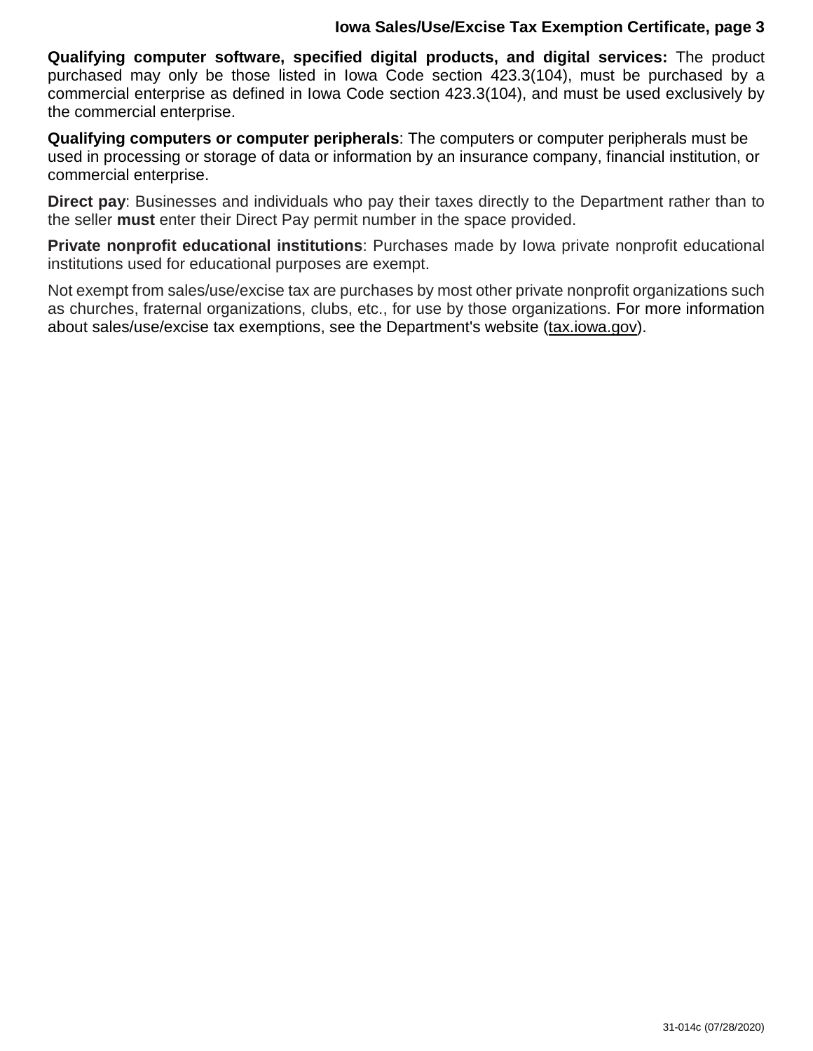**Qualifying computer software, specified digital products, and digital services:** The product purchased may only be those listed in Iowa Code section 423.3(104), must be purchased by a commercial enterprise as defined in Iowa Code section 423.3(104), and must be used exclusively by the commercial enterprise.

**Qualifying computers or computer peripherals**: The computers or computer peripherals must be used in processing or storage of data or information by an insurance company, financial institution, or commercial enterprise.

**Direct pay**: Businesses and individuals who pay their taxes directly to the Department rather than to the seller **must** enter their Direct Pay permit number in the space provided.

**Private nonprofit educational institutions**: Purchases made by Iowa private nonprofit educational institutions used for educational purposes are exempt.

Not exempt from sales/use/excise tax are purchases by most other private nonprofit organizations such as churches, fraternal organizations, clubs, etc., for use by those organizations. For more information about sales/use/excise tax exemptions, see the Department's website (tax.iowa.gov).

31-014c (07/28/2020)